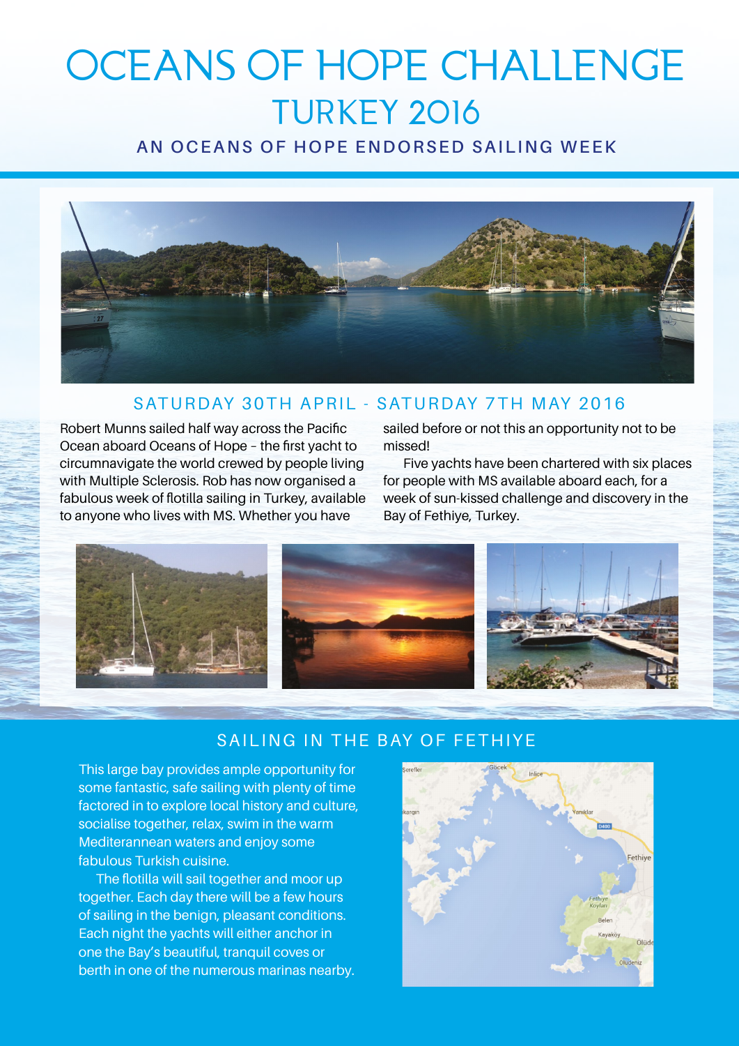# OCEANS OF HOPE CHALLENGE
## TURKEY 2016

### AN OCEANS OF HOPE ENDORSED SAILING WEEK

### SATURDAY 30TH APRIL - SATURDAY 7TH MAY 2016

Robert Munns sailed half way across the Pacific Ocean aboard Oceans of Hope – the first yacht to circumnavigate the world crewed by people living with Multiple Sclerosis. Rob has now organised a fabulous week of flotilla sailing in Turkey, available to anyone who lives with MS. Whether you have sailed before or not this an opportunity not to be missed!

Five yachts have been chartered with six places for people with MS available aboard each, for a week of sun-kissed challenge and discovery in the Bay of Fethiye, Turkey.

### SAILING IN THE BAY OF FETHIYE

This large bay provides ample opportunity for some fantastic, safe sailing with plenty of time factored in to explore local history and culture, socialise together, relax, swim in the warm Mediterannean waters and enjoy some fabulous Turkish cuisine.

The flotilla will sail together and moor up together. Each day there will be a few hours of sailing in the benign, pleasant conditions. Each night the yachts will either anchor in one the Bay's beautiful, tranquil coves or berth in one of the numerous marinas nearby.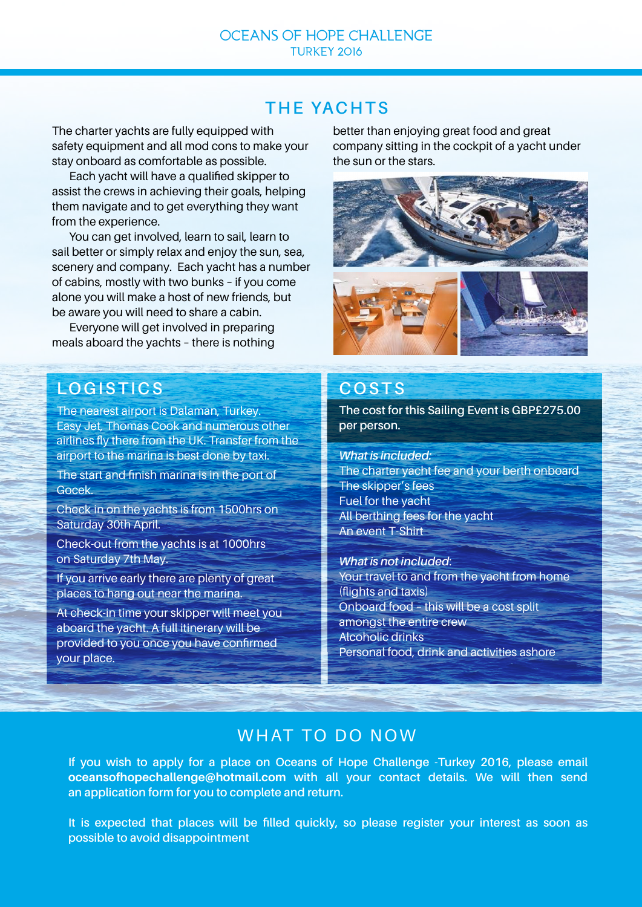# THE YACHTS

The charter yachts are fully equipped with safety equipment and all mod cons to make your stay onboard as comfortable as possible.

Each yacht will have a qualified skipper to assist the crews in achieving their goals, helping them navigate and to get everything they want from the experience.

You can get involved, learn to sail, learn to sail better or simply relax and enjoy the sun, sea, scenery and company. Each yacht has a number of cabins, mostly with two bunks – if you come alone you will make a host of new friends, but be aware you will need to share a cabin.

Everyone will get involved in preparing meals aboard the yachts – there is nothing better than enjoying great food and great company sitting in the cockpit of a yacht under the sun or the stars.

## LOGISTICS

The nearest airport is Dalaman, Turkey. Easy Jet, Thomas Cook and numerous other airlines fly there from the UK. Transfer from the airport to the marina is best done by taxi.

The start and finish marina is in the port of Gocek.

Check-in on the yachts is from 1500hrs on Saturday 30th April.

Check-out from the yachts is at 1000hrs on Saturday 7th May.

If you arrive early there are plenty of great places to hang out near the marina.

At check-in time your skipper will meet you aboard the yacht. A full itinerary will be provided to you once you have confirmed your place.

## COSTS

The cost for this Sailing Event is GBP£275.00 per person.

***What is included:***

The charter yacht fee and your berth onboard
The skipper's fees
Fuel for the yacht
All berthing fees for the yacht
An event T-Shirt

***What is not included***:

Your travel to and from the yacht from home (flights and taxis)
Onboard food – this will be a cost split amongst the entire crew
Alcoholic drinks
Personal food, drink and activities ashore

## WHAT TO DO NOW

If you wish to apply for a place on Oceans of Hope Challenge -Turkey 2016, please email **oceansofhopechallenge@hotmail.com** with all your contact details. We will then send an application form for you to complete and return.

It is expected that places will be filled quickly, so please register your interest as soon as possible to avoid disappointment